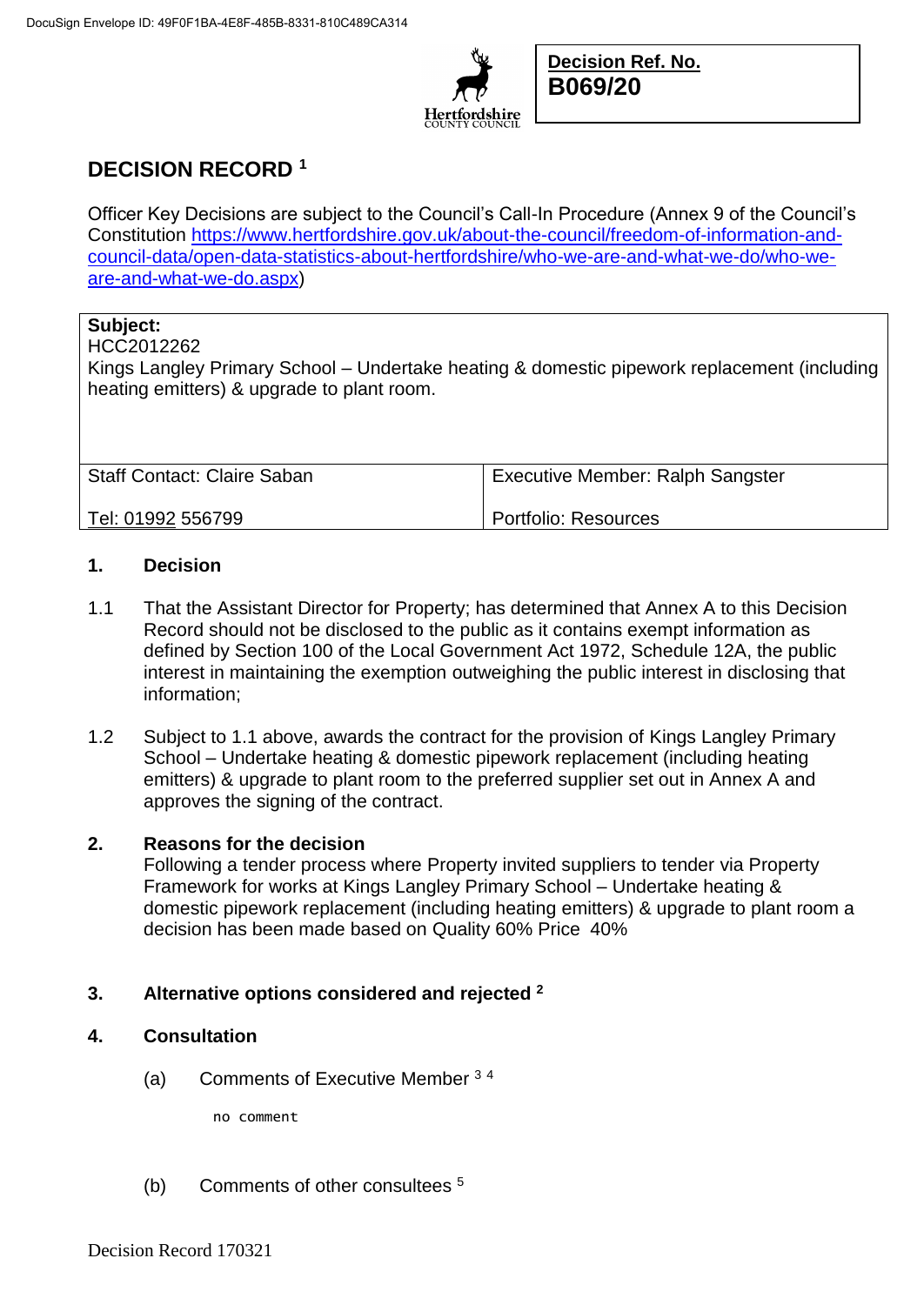DocuSign Envelope ID: 49F0F1BA-4E8F-485B-8331-810C489CA314

Hertfordshire COUNTY COUNCIL

**Decision Ref. No.**
**B069/20**

# DECISION RECORD [1]

Officer Key Decisions are subject to the Council's Call-In Procedure (Annex 9 of the Council's Constitution https://www.hertfordshire.gov.uk/about-the-council/freedom-of-information-and-council-data/open-data-statistics-about-hertfordshire/who-we-are-and-what-we-do/who-we-are-and-what-we-do.aspx)

| | |
|---|---|
| **Subject:**<br>HCC2012262<br>Kings Langley Primary School – Undertake heating & domestic pipework replacement (including heating emitters) & upgrade to plant room. | |
| Staff Contact: Claire Saban<br><br>Tel: 01992 556799 | Executive Member: Ralph Sangster<br><br>Portfolio: Resources |

## 1. Decision

1.1 That the Assistant Director for Property; has determined that Annex A to this Decision Record should not be disclosed to the public as it contains exempt information as defined by Section 100 of the Local Government Act 1972, Schedule 12A, the public interest in maintaining the exemption outweighing the public interest in disclosing that information;

1.2 Subject to 1.1 above, awards the contract for the provision of Kings Langley Primary School – Undertake heating & domestic pipework replacement (including heating emitters) & upgrade to plant room to the preferred supplier set out in Annex A and approves the signing of the contract.

## 2. Reasons for the decision

Following a tender process where Property invited suppliers to tender via Property Framework for works at Kings Langley Primary School – Undertake heating & domestic pipework replacement (including heating emitters) & upgrade to plant room a decision has been made based on Quality 60% Price 40%

## 3. Alternative options considered and rejected [2]

## 4. Consultation

(a) Comments of Executive Member [3] [4]

no comment

(b) Comments of other consultees [5]

Decision Record 170321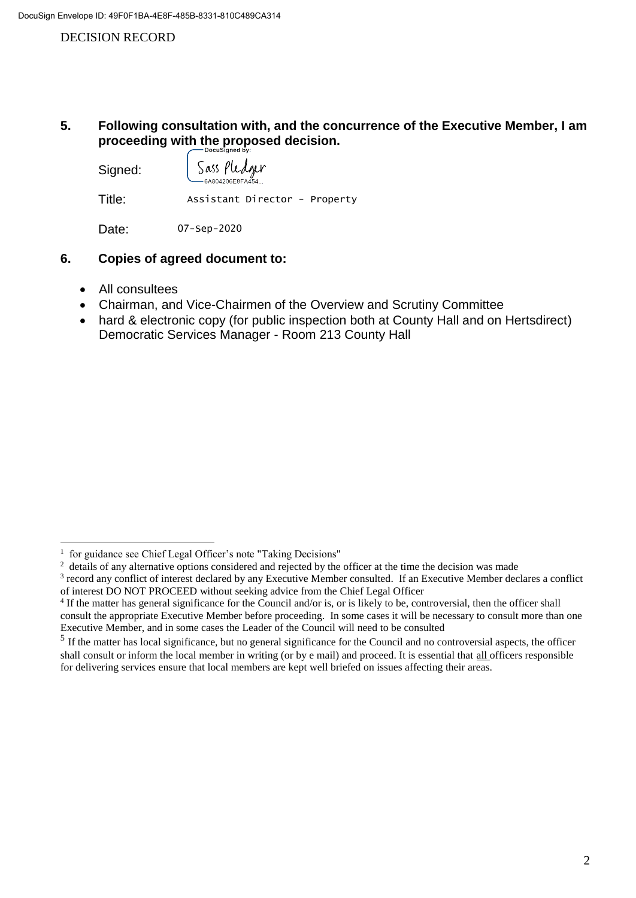DocuSign Envelope ID: 49F0F1BA-4E8F-485B-8331-810C489CA314

DECISION RECORD

**5. Following consultation with, and the concurrence of the Executive Member, I am proceeding with the proposed decision.**

Signed: DocuSigned by: Sass Pledger 6A804206E8FA454...

Title: Assistant Director - Property

Date: 07-Sep-2020

**6. Copies of agreed document to:**

- All consultees
- Chairman, and Vice-Chairmen of the Overview and Scrutiny Committee
- hard & electronic copy (for public inspection both at County Hall and on Hertsdirect) Democratic Services Manager - Room 213 County Hall

---

[1] for guidance see Chief Legal Officer's note "Taking Decisions"

[2] details of any alternative options considered and rejected by the officer at the time the decision was made

[3] record any conflict of interest declared by any Executive Member consulted. If an Executive Member declares a conflict of interest DO NOT PROCEED without seeking advice from the Chief Legal Officer

[4] If the matter has general significance for the Council and/or is, or is likely to be, controversial, then the officer shall consult the appropriate Executive Member before proceeding. In some cases it will be necessary to consult more than one Executive Member, and in some cases the Leader of the Council will need to be consulted

[5] If the matter has local significance, but no general significance for the Council and no controversial aspects, the officer shall consult or inform the local member in writing (or by e mail) and proceed. It is essential that all officers responsible for delivering services ensure that local members are kept well briefed on issues affecting their areas.